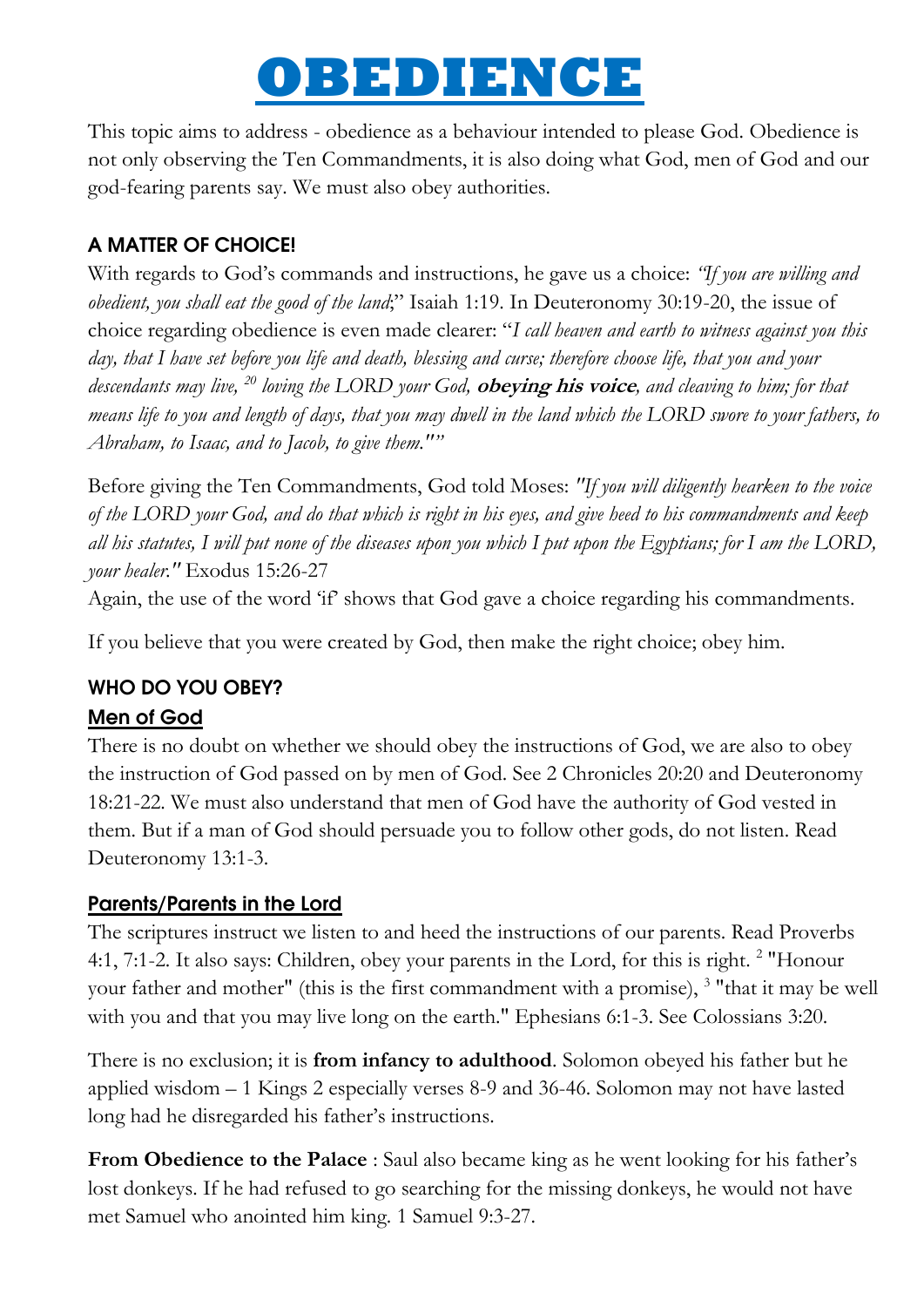# OBEDIENCE

This topic aims to address - obedience as a behaviour intended to please God. Obedience is not only observing the Ten Commandments, it is also doing what God, men of God and our god-fearing parents say. We must also obey authorities.

### A MATTER OF CHOICE!

With regards to God's commands and instructions, he gave us a choice: *"If you are willing and obedient, you shall eat the good of the land*;" Isaiah 1:19. In Deuteronomy 30:19-20, the issue of choice regarding obedience is even made clearer: "*I call heaven and earth to witness against you this day, that I have set before you life and death, blessing and curse; therefore choose life, that you and your descendants may live,* [20] *loving the LORD your God,* ***obeying his voice****, and cleaving to him; for that means life to you and length of days, that you may dwell in the land which the LORD swore to your fathers, to Abraham, to Isaac, and to Jacob, to give them.""*

Before giving the Ten Commandments, God told Moses: *"If you will diligently hearken to the voice of the LORD your God, and do that which is right in his eyes, and give heed to his commandments and keep all his statutes, I will put none of the diseases upon you which I put upon the Egyptians; for I am the LORD, your healer."* Exodus 15:26-27

Again, the use of the word 'if' shows that God gave a choice regarding his commandments.

If you believe that you were created by God, then make the right choice; obey him.

### WHO DO YOU OBEY?

#### Men of God

There is no doubt on whether we should obey the instructions of God, we are also to obey the instruction of God passed on by men of God. See 2 Chronicles 20:20 and Deuteronomy 18:21-22. We must also understand that men of God have the authority of God vested in them. But if a man of God should persuade you to follow other gods, do not listen. Read Deuteronomy 13:1-3.

#### Parents/Parents in the Lord

The scriptures instruct we listen to and heed the instructions of our parents. Read Proverbs 4:1, 7:1-2. It also says: Children, obey your parents in the Lord, for this is right. [2] "Honour your father and mother" (this is the first commandment with a promise), [3] "that it may be well with you and that you may live long on the earth." Ephesians 6:1-3. See Colossians 3:20.

There is no exclusion; it is **from infancy to adulthood**. Solomon obeyed his father but he applied wisdom – 1 Kings 2 especially verses 8-9 and 36-46. Solomon may not have lasted long had he disregarded his father's instructions.

**From Obedience to the Palace** : Saul also became king as he went looking for his father's lost donkeys. If he had refused to go searching for the missing donkeys, he would not have met Samuel who anointed him king. 1 Samuel 9:3-27.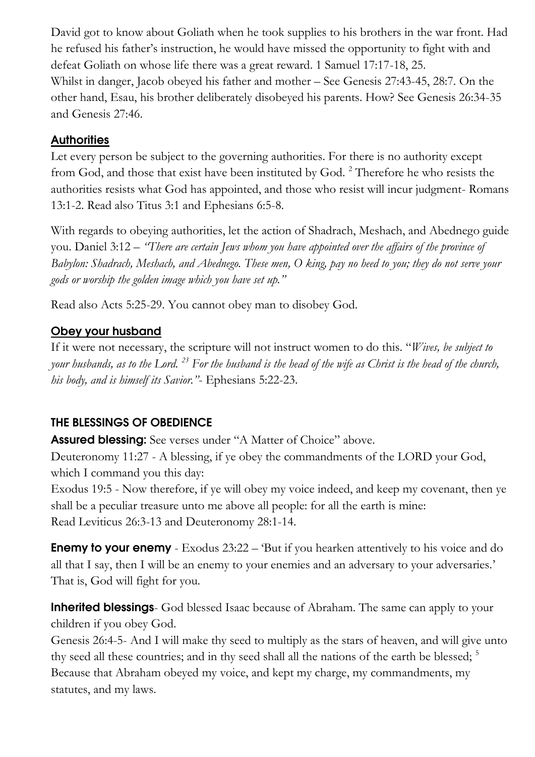David got to know about Goliath when he took supplies to his brothers in the war front. Had he refused his father's instruction, he would have missed the opportunity to fight with and defeat Goliath on whose life there was a great reward. 1 Samuel 17:17-18, 25.
Whilst in danger, Jacob obeyed his father and mother – See Genesis 27:43-45, 28:7. On the other hand, Esau, his brother deliberately disobeyed his parents. How? See Genesis 26:34-35 and Genesis 27:46.

### Authorities

Let every person be subject to the governing authorities. For there is no authority except from God, and those that exist have been instituted by God. [2] Therefore he who resists the authorities resists what God has appointed, and those who resist will incur judgment- Romans 13:1-2. Read also Titus 3:1 and Ephesians 6:5-8.

With regards to obeying authorities, let the action of Shadrach, Meshach, and Abednego guide you. Daniel 3:12 – *"There are certain Jews whom you have appointed over the affairs of the province of Babylon: Shadrach, Meshach, and Abednego. These men, O king, pay no heed to you; they do not serve your gods or worship the golden image which you have set up."*

Read also Acts 5:25-29. You cannot obey man to disobey God.

### Obey your husband

If it were not necessary, the scripture will not instruct women to do this. "*Wives, be subject to your husbands, as to the Lord. [23] For the husband is the head of the wife as Christ is the head of the church, his body, and is himself its Savior."*- Ephesians 5:22-23.

## THE BLESSINGS OF OBEDIENCE

**Assured blessing:** See verses under "A Matter of Choice" above.
Deuteronomy 11:27 - A blessing, if ye obey the commandments of the LORD your God, which I command you this day:
Exodus 19:5 - Now therefore, if ye will obey my voice indeed, and keep my covenant, then ye shall be a peculiar treasure unto me above all people: for all the earth is mine:
Read Leviticus 26:3-13 and Deuteronomy 28:1-14.

**Enemy to your enemy** - Exodus 23:22 – 'But if you hearken attentively to his voice and do all that I say, then I will be an enemy to your enemies and an adversary to your adversaries.' That is, God will fight for you.

**Inherited blessings**- God blessed Isaac because of Abraham. The same can apply to your children if you obey God.
Genesis 26:4-5- And I will make thy seed to multiply as the stars of heaven, and will give unto thy seed all these countries; and in thy seed shall all the nations of the earth be blessed; [5] Because that Abraham obeyed my voice, and kept my charge, my commandments, my statutes, and my laws.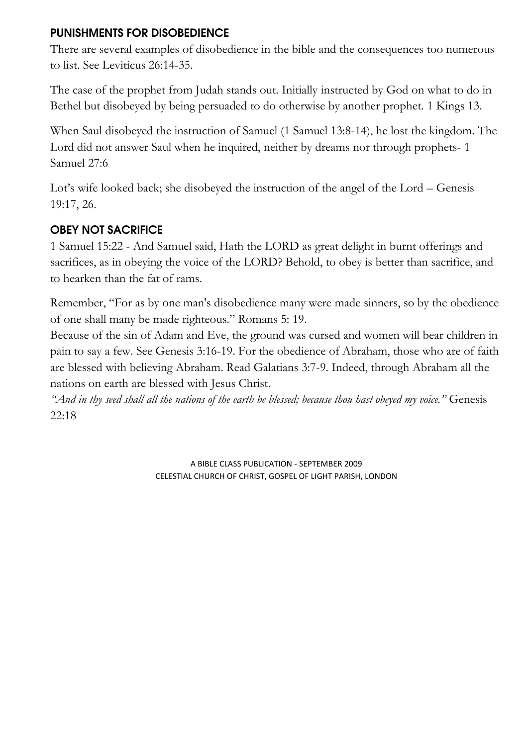## PUNISHMENTS FOR DISOBEDIENCE

There are several examples of disobedience in the bible and the consequences too numerous to list. See Leviticus 26:14-35.

The case of the prophet from Judah stands out. Initially instructed by God on what to do in Bethel but disobeyed by being persuaded to do otherwise by another prophet. 1 Kings 13.

When Saul disobeyed the instruction of Samuel (1 Samuel 13:8-14), he lost the kingdom. The Lord did not answer Saul when he inquired, neither by dreams nor through prophets- 1 Samuel 27:6

Lot's wife looked back; she disobeyed the instruction of the angel of the Lord – Genesis 19:17, 26.

## OBEY NOT SACRIFICE

1 Samuel 15:22 - And Samuel said, Hath the LORD as great delight in burnt offerings and sacrifices, as in obeying the voice of the LORD? Behold, to obey is better than sacrifice, and to hearken than the fat of rams.

Remember, "For as by one man's disobedience many were made sinners, so by the obedience of one shall many be made righteous." Romans 5: 19.
Because of the sin of Adam and Eve, the ground was cursed and women will bear children in pain to say a few. See Genesis 3:16-19. For the obedience of Abraham, those who are of faith are blessed with believing Abraham. Read Galatians 3:7-9. Indeed, through Abraham all the nations on earth are blessed with Jesus Christ.
*"And in thy seed shall all the nations of the earth be blessed; because thou hast obeyed my voice."* Genesis 22:18

A BIBLE CLASS PUBLICATION - SEPTEMBER 2009
CELESTIAL CHURCH OF CHRIST, GOSPEL OF LIGHT PARISH, LONDON